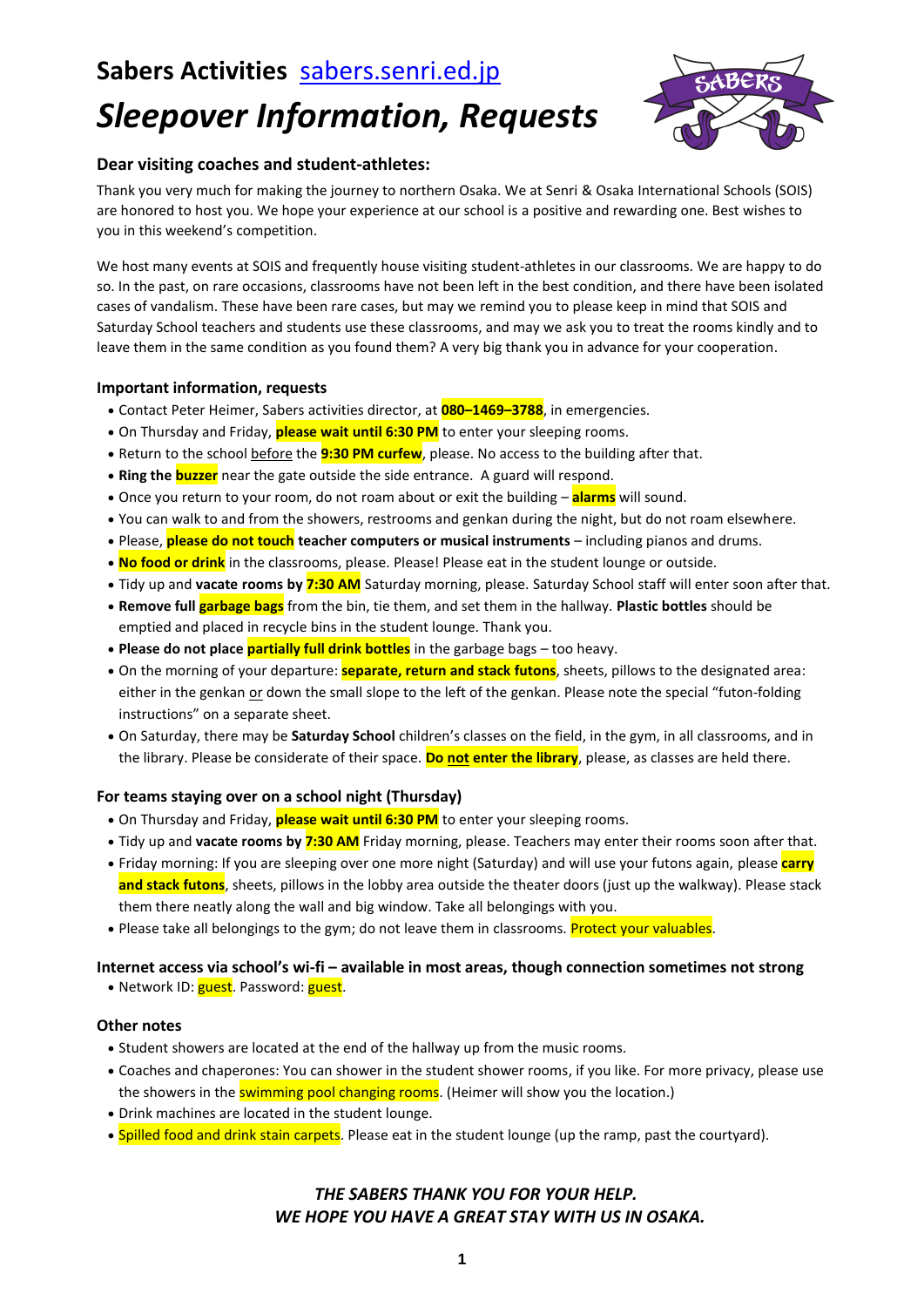# Sabers Activities [sabers.senri.ed.jp](sabers.senri.ed.jp)

## *Sleepover Information, Requests*

### Dear visiting coaches and student-athletes:

Thank you very much for making the journey to northern Osaka. We at Senri & Osaka International Schools (SOIS) are honored to host you. We hope your experience at our school is a positive and rewarding one. Best wishes to you in this weekend's competition.

We host many events at SOIS and frequently house visiting student-athletes in our classrooms. We are happy to do so. In the past, on rare occasions, classrooms have not been left in the best condition, and there have been isolated cases of vandalism. These have been rare cases, but may we remind you to please keep in mind that SOIS and Saturday School teachers and students use these classrooms, and may we ask you to treat the rooms kindly and to leave them in the same condition as you found them? A very big thank you in advance for your cooperation.

### Important information, requests

- Contact Peter Heimer, Sabers activities director, at **080–1469–3788**, in emergencies.
- On Thursday and Friday, **please wait until 6:30 PM** to enter your sleeping rooms.
- Return to the school before the **9:30 PM curfew**, please. No access to the building after that.
- **Ring the buzzer** near the gate outside the side entrance. A guard will respond.
- Once you return to your room, do not roam about or exit the building – **alarms** will sound.
- You can walk to and from the showers, restrooms and genkan during the night, but do not roam elsewhere.
- Please, **please do not touch teacher computers or musical instruments** – including pianos and drums.
- **No food or drink** in the classrooms, please. Please! Please eat in the student lounge or outside.
- Tidy up and **vacate rooms by 7:30 AM** Saturday morning, please. Saturday School staff will enter soon after that.
- **Remove full garbage bags** from the bin, tie them, and set them in the hallway. **Plastic bottles** should be emptied and placed in recycle bins in the student lounge. Thank you.
- **Please do not place partially full drink bottles** in the garbage bags – too heavy.
- On the morning of your departure: **separate, return and stack futons**, sheets, pillows to the designated area: either in the genkan or down the small slope to the left of the genkan. Please note the special "futon-folding instructions" on a separate sheet.
- On Saturday, there may be **Saturday School** children's classes on the field, in the gym, in all classrooms, and in the library. Please be considerate of their space. **Do not enter the library**, please, as classes are held there.

### For teams staying over on a school night (Thursday)

- On Thursday and Friday, **please wait until 6:30 PM** to enter your sleeping rooms.
- Tidy up and **vacate rooms by 7:30 AM** Friday morning, please. Teachers may enter their rooms soon after that.
- Friday morning: If you are sleeping over one more night (Saturday) and will use your futons again, please **carry and stack futons**, sheets, pillows in the lobby area outside the theater doors (just up the walkway). Please stack them there neatly along the wall and big window. Take all belongings with you.
- Please take all belongings to the gym; do not leave them in classrooms. Protect your valuables.

### Internet access via school's wi-fi – available in most areas, though connection sometimes not strong

- Network ID: guest. Password: guest.

### Other notes

- Student showers are located at the end of the hallway up from the music rooms.
- Coaches and chaperones: You can shower in the student shower rooms, if you like. For more privacy, please use the showers in the swimming pool changing rooms. (Heimer will show you the location.)
- Drink machines are located in the student lounge.
- Spilled food and drink stain carpets. Please eat in the student lounge (up the ramp, past the courtyard).

***THE SABERS THANK YOU FOR YOUR HELP.***
***WE HOPE YOU HAVE A GREAT STAY WITH US IN OSAKA.***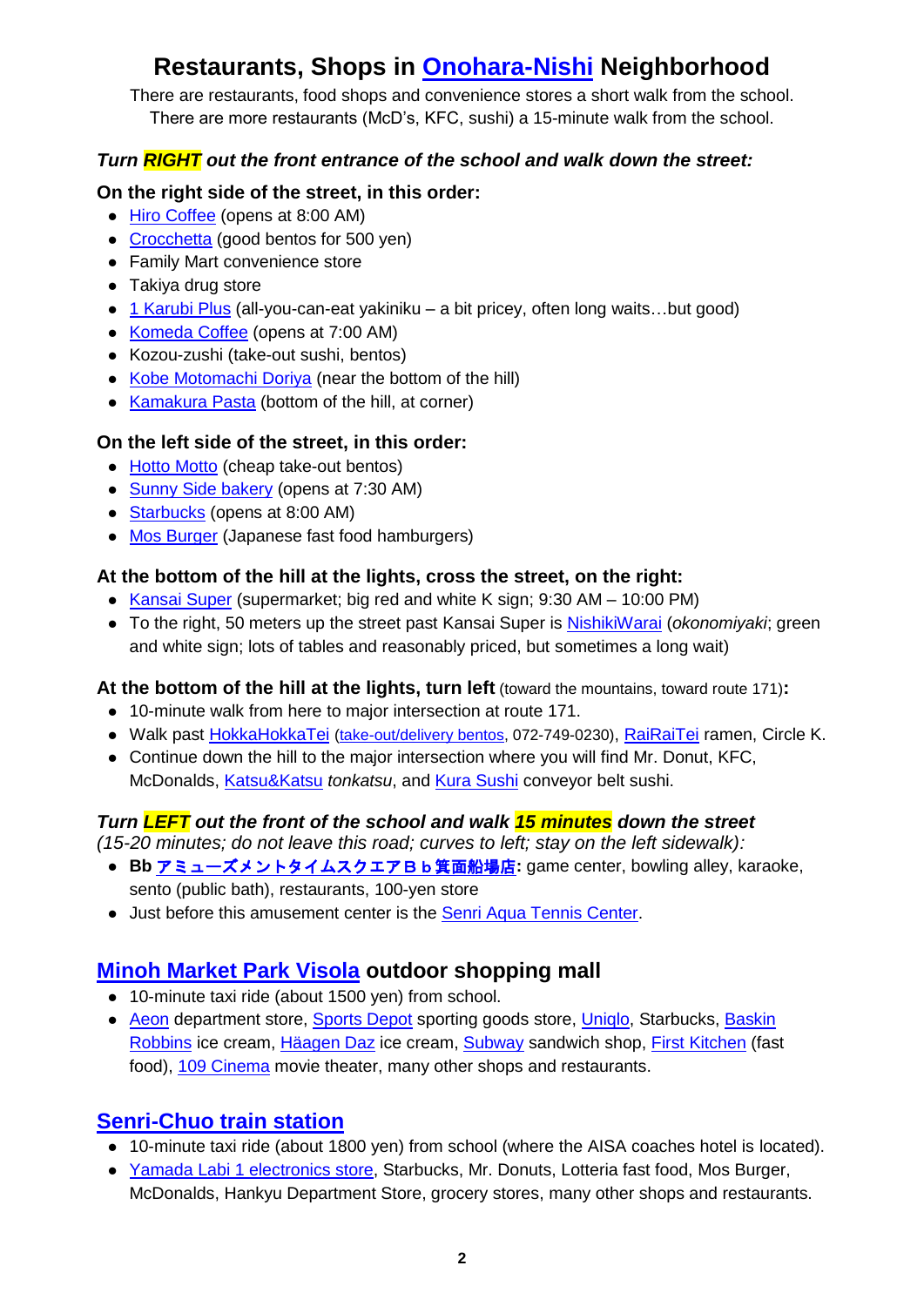# Restaurants, Shops in Onohara-Nishi Neighborhood

There are restaurants, food shops and convenience stores a short walk from the school.
There are more restaurants (McD's, KFC, sushi) a 15-minute walk from the school.

### *Turn **RIGHT** out the front entrance of the school and walk down the street:*

**On the right side of the street, in this order:**

- Hiro Coffee (opens at 8:00 AM)
- Crocchetta (good bentos for 500 yen)
- Family Mart convenience store
- Takiya drug store
- 1 Karubi Plus (all-you-can-eat yakiniku – a bit pricey, often long waits…but good)
- Komeda Coffee (opens at 7:00 AM)
- Kozou-zushi (take-out sushi, bentos)
- Kobe Motomachi Doriya (near the bottom of the hill)
- Kamakura Pasta (bottom of the hill, at corner)

**On the left side of the street, in this order:**

- Hotto Motto (cheap take-out bentos)
- Sunny Side bakery (opens at 7:30 AM)
- Starbucks (opens at 8:00 AM)
- Mos Burger (Japanese fast food hamburgers)

**At the bottom of the hill at the lights, cross the street, on the right:**

- Kansai Super (supermarket; big red and white K sign; 9:30 AM – 10:00 PM)
- To the right, 50 meters up the street past Kansai Super is NishikiWarai (*okonomiyaki*; green and white sign; lots of tables and reasonably priced, but sometimes a long wait)

**At the bottom of the hill at the lights, turn left** (toward the mountains, toward route 171)**:**

- 10-minute walk from here to major intersection at route 171.
- Walk past HokkaHokkaTei (take-out/delivery bentos, 072-749-0230), RaiRaiTei ramen, Circle K.
- Continue down the hill to the major intersection where you will find Mr. Donut, KFC, McDonalds, Katsu&Katsu *tonkatsu*, and Kura Sushi conveyor belt sushi.

### *Turn **LEFT** out the front of the school and walk **15 minutes** down the street*

*(15-20 minutes; do not leave this road; curves to left; stay on the left sidewalk):*

- **Bb アミューズメントタイムスクエアＢｂ箕面船場店:** game center, bowling alley, karaoke, sento (public bath), restaurants, 100-yen store
- Just before this amusement center is the Senri Aqua Tennis Center.

## Minoh Market Park Visola outdoor shopping mall

- 10-minute taxi ride (about 1500 yen) from school.
- Aeon department store, Sports Depot sporting goods store, Uniqlo, Starbucks, Baskin Robbins ice cream, Häagen Daz ice cream, Subway sandwich shop, First Kitchen (fast food), 109 Cinema movie theater, many other shops and restaurants.

## Senri-Chuo train station

- 10-minute taxi ride (about 1800 yen) from school (where the AISA coaches hotel is located).
- Yamada Labi 1 electronics store, Starbucks, Mr. Donuts, Lotteria fast food, Mos Burger, McDonalds, Hankyu Department Store, grocery stores, many other shops and restaurants.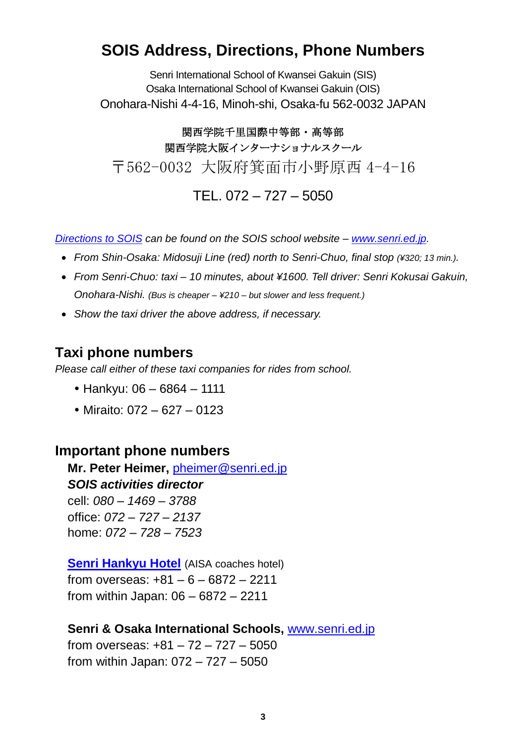# SOIS Address, Directions, Phone Numbers

Senri International School of Kwansei Gakuin (SIS)
Osaka International School of Kwansei Gakuin (OIS)
Onohara-Nishi 4-4-16, Minoh-shi, Osaka-fu 562-0032 JAPAN

関西学院千里国際中等部・高等部
関西学院大阪インターナショナルスクール
〒562-0032 大阪府箕面市小野原西 4-4-16

TEL. 072 – 727 – 5050

*Directions to SOIS can be found on the SOIS school website – www.senri.ed.jp.*

- *From Shin-Osaka: Midosuji Line (red) north to Senri-Chuo, final stop (¥320; 13 min.).*
- *From Senri-Chuo: taxi – 10 minutes, about ¥1600. Tell driver: Senri Kokusai Gakuin, Onohara-Nishi. (Bus is cheaper – ¥210 – but slower and less frequent.)*
- *Show the taxi driver the above address, if necessary.*

## Taxi phone numbers

*Please call either of these taxi companies for rides from school.*

- Hankyu: 06 – 6864 – 1111
- Miraito: 072 – 627 – 0123

## Important phone numbers

**Mr. Peter Heimer,** pheimer@senri.ed.jp
***SOIS activities director***
cell: *080 – 1469 – 3788*
office: *072 – 727 – 2137*
home: *072 – 728 – 7523*

**Senri Hankyu Hotel** (AISA coaches hotel)
from overseas: +81 – 6 – 6872 – 2211
from within Japan: 06 – 6872 – 2211

**Senri & Osaka International Schools,** www.senri.ed.jp
from overseas: +81 – 72 – 727 – 5050
from within Japan: 072 – 727 – 5050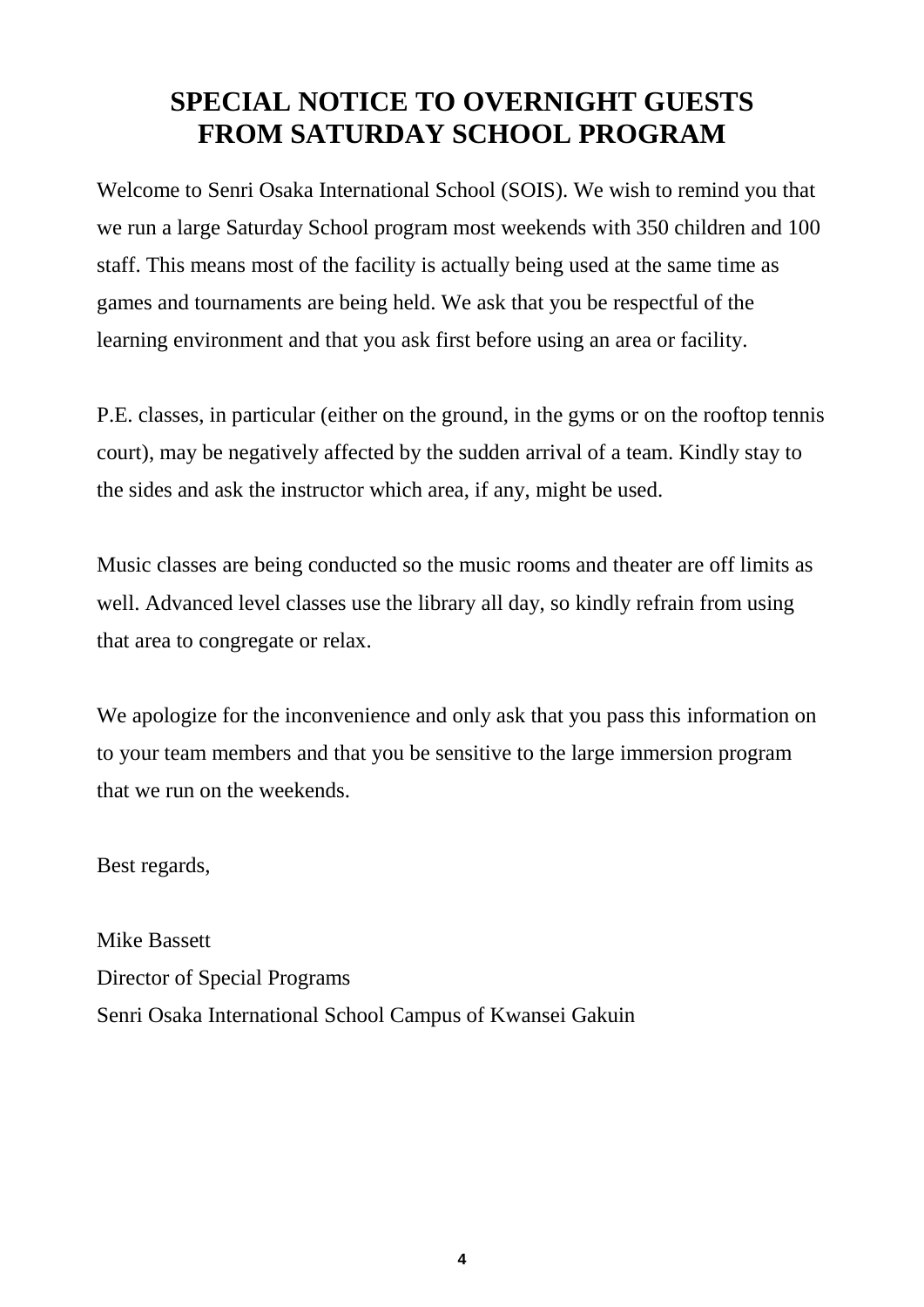# SPECIAL NOTICE TO OVERNIGHT GUESTS FROM SATURDAY SCHOOL PROGRAM

Welcome to Senri Osaka International School (SOIS). We wish to remind you that we run a large Saturday School program most weekends with 350 children and 100 staff. This means most of the facility is actually being used at the same time as games and tournaments are being held. We ask that you be respectful of the learning environment and that you ask first before using an area or facility.

P.E. classes, in particular (either on the ground, in the gyms or on the rooftop tennis court), may be negatively affected by the sudden arrival of a team. Kindly stay to the sides and ask the instructor which area, if any, might be used.

Music classes are being conducted so the music rooms and theater are off limits as well. Advanced level classes use the library all day, so kindly refrain from using that area to congregate or relax.

We apologize for the inconvenience and only ask that you pass this information on to your team members and that you be sensitive to the large immersion program that we run on the weekends.

Best regards,

Mike Bassett
Director of Special Programs
Senri Osaka International School Campus of Kwansei Gakuin